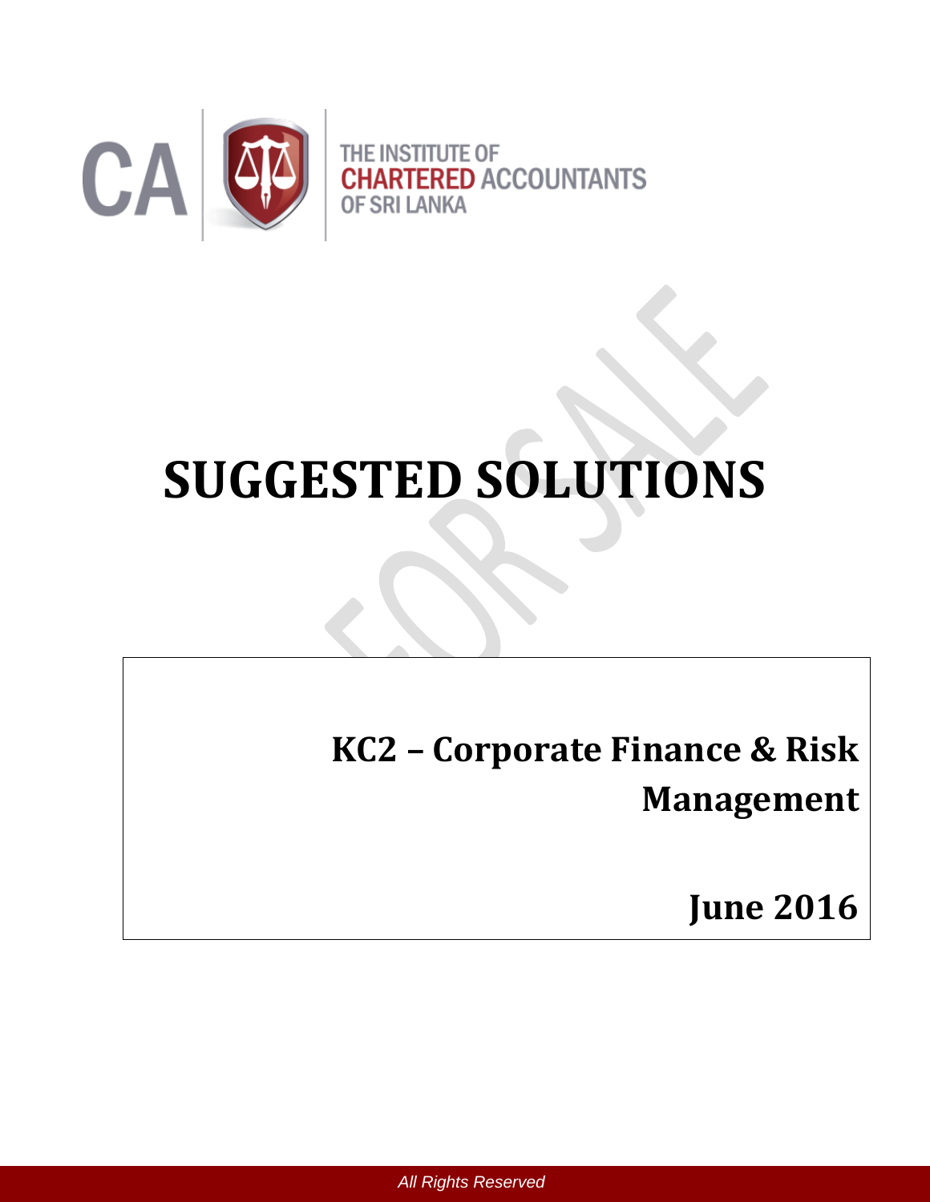THE INSTITUTE OF CHARTERED ACCOUNTANTS OF SRI LANKA

# SUGGESTED SOLUTIONS

## KC2 – Corporate Finance & Risk Management

## June 2016

*All Rights Reserved*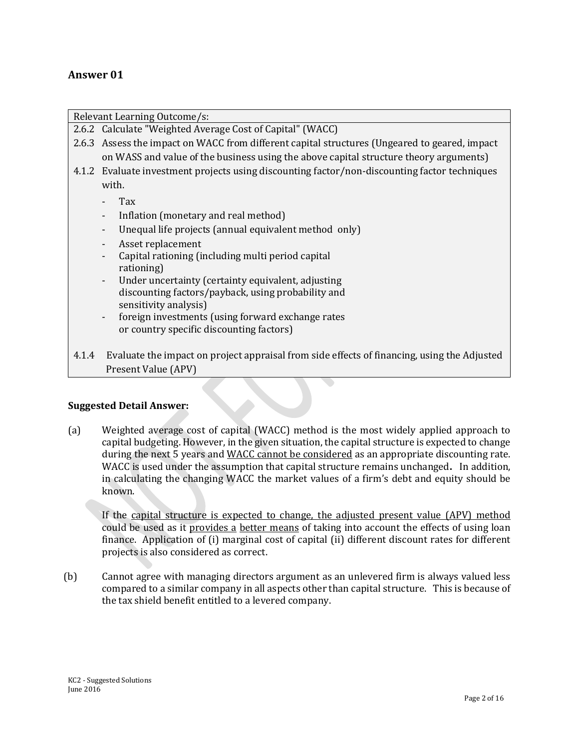## Answer 01

| Relevant Learning Outcome/s: |
|---|
| 2.6.2 Calculate "Weighted Average Cost of Capital" (WACC) |
| 2.6.3 Assess the impact on WACC from different capital structures (Ungeared to geared, impact on WASS and value of the business using the above capital structure theory arguments) |
| 4.1.2 Evaluate investment projects using discounting factor/non-discounting factor techniques with.<br>- Tax<br>- Inflation (monetary and real method)<br>- Unequal life projects (annual equivalent method only)<br>- Asset replacement<br>- Capital rationing (including multi period capital rationing)<br>- Under uncertainty (certainty equivalent, adjusting discounting factors/payback, using probability and sensitivity analysis)<br>- foreign investments (using forward exchange rates or country specific discounting factors) |
| 4.1.4 Evaluate the impact on project appraisal from side effects of financing, using the Adjusted Present Value (APV) |

**Suggested Detail Answer:**

(a) Weighted average cost of capital (WACC) method is the most widely applied approach to capital budgeting. However, in the given situation, the capital structure is expected to change during the next 5 years and <u>WACC cannot be considered</u> as an appropriate discounting rate. WACC is used under the assumption that capital structure remains unchanged**.** In addition, in calculating the changing WACC the market values of a firm's debt and equity should be known.

If the <u>capital structure is expected to change, the adjusted present value (APV) method</u> could be used as it <u>provides a</u> <u>better means</u> of taking into account the effects of using loan finance. Application of (i) marginal cost of capital (ii) different discount rates for different projects is also considered as correct.

(b) Cannot agree with managing directors argument as an unlevered firm is always valued less compared to a similar company in all aspects other than capital structure. This is because of the tax shield benefit entitled to a levered company.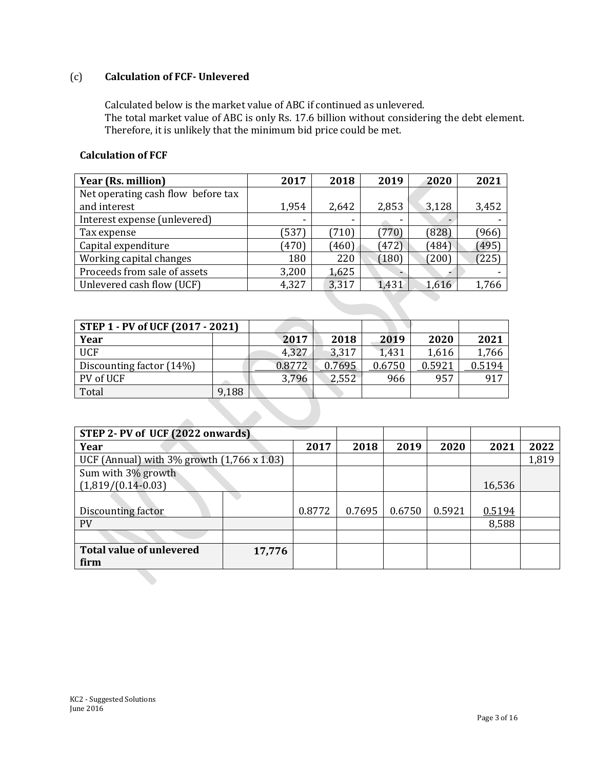## (c) Calculation of FCF- Unlevered

Calculated below is the market value of ABC if continued as unlevered.
The total market value of ABC is only Rs. 17.6 billion without considering the debt element.
Therefore, it is unlikely that the minimum bid price could be met.

### Calculation of FCF

| Year (Rs. million) | 2017 | 2018 | 2019 | 2020 | 2021 |
|---|---|---|---|---|---|
| Net operating cash flow before tax and interest | 1,954 | 2,642 | 2,853 | 3,128 | 3,452 |
| Interest expense (unlevered) | - | - | - | - | - |
| Tax expense | (537) | (710) | (770) | (828) | (966) |
| Capital expenditure | (470) | (460) | (472) | (484) | (495) |
| Working capital changes | 180 | 220 | (180) | (200) | (225) |
| Proceeds from sale of assets | 3,200 | 1,625 | - | - | - |
| Unlevered cash flow (UCF) | 4,327 | 3,317 | 1,431 | 1,616 | 1,766 |

| STEP 1 - PV of UCF (2017 - 2021) | | | | | | |
|---|---|---|---|---|---|---|
| Year | | 2017 | 2018 | 2019 | 2020 | 2021 |
| UCF | | 4,327 | 3,317 | 1,431 | 1,616 | 1,766 |
| Discounting factor (14%) | | 0.8772 | 0.7695 | 0.6750 | 0.5921 | 0.5194 |
| PV of UCF | | 3,796 | 2,552 | 966 | 957 | 917 |
| Total | 9,188 | | | | | |

| STEP 2- PV of UCF (2022 onwards) | | | | | | | |
|---|---|---|---|---|---|---|---|
| Year | | 2017 | 2018 | 2019 | 2020 | 2021 | 2022 |
| UCF (Annual) with 3% growth (1,766 x 1.03) | | | | | | | 1,819 |
| Sum with 3% growth (1,819/(0.14-0.03) | | | | | | 16,536 | |
| Discounting factor | | 0.8772 | 0.7695 | 0.6750 | 0.5921 | 0.5194 | |
| PV | | | | | | 8,588 | |
| | | | | | | | |
| **Total value of unlevered firm** | **17,776** | | | | | | |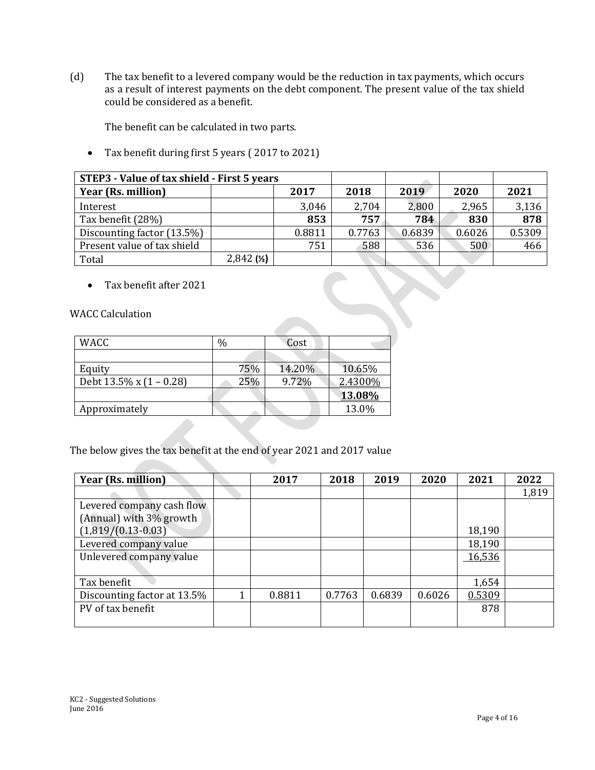(d) The tax benefit to a levered company would be the reduction in tax payments, which occurs as a result of interest payments on the debt component. The present value of the tax shield could be considered as a benefit.

The benefit can be calculated in two parts.

- Tax benefit during first 5 years ( 2017 to 2021)

| STEP3 - Value of tax shield - First 5 years | | | | | | |
|---|---|---|---|---|---|---|
| **Year (Rs. million)** | | **2017** | **2018** | **2019** | **2020** | **2021** |
| Interest | | 3,046 | 2,704 | 2,800 | 2,965 | 3,136 |
| Tax benefit (28%) | | **853** | **757** | **784** | **830** | **878** |
| Discounting factor (13.5%) | | 0.8811 | 0.7763 | 0.6839 | 0.6026 | 0.5309 |
| Present value of tax shield | | 751 | 588 | 536 | 500 | 466 |
| Total | 2,842 **(½)** | | | | | |

- Tax benefit after 2021

WACC Calculation

| WACC | % | Cost | |
|---|---|---|---|
| | | | |
| Equity | 75% | 14.20% | 10.65% |
| Debt 13.5% x (1 – 0.28) | 25% | 9.72% | 2.4300% |
| | | | **13.08%** |
| Approximately | | | 13.0% |

The below gives the tax benefit at the end of year 2021 and 2017 value

| **Year (Rs. million)** | | **2017** | **2018** | **2019** | **2020** | **2021** | **2022** |
|---|---|---|---|---|---|---|---|
| | | | | | | | 1,819 |
| Levered company cash flow (Annual) with 3% growth (1,819/(0.13-0.03) | | | | | | 18,190 | |
| Levered company value | | | | | | 18,190 | |
| Unlevered company value | | | | | | 16,536 | |
| Tax benefit | | | | | | 1,654 | |
| Discounting factor at 13.5% | 1 | 0.8811 | 0.7763 | 0.6839 | 0.6026 | 0.5309 | |
| PV of tax benefit | | | | | | 878 | |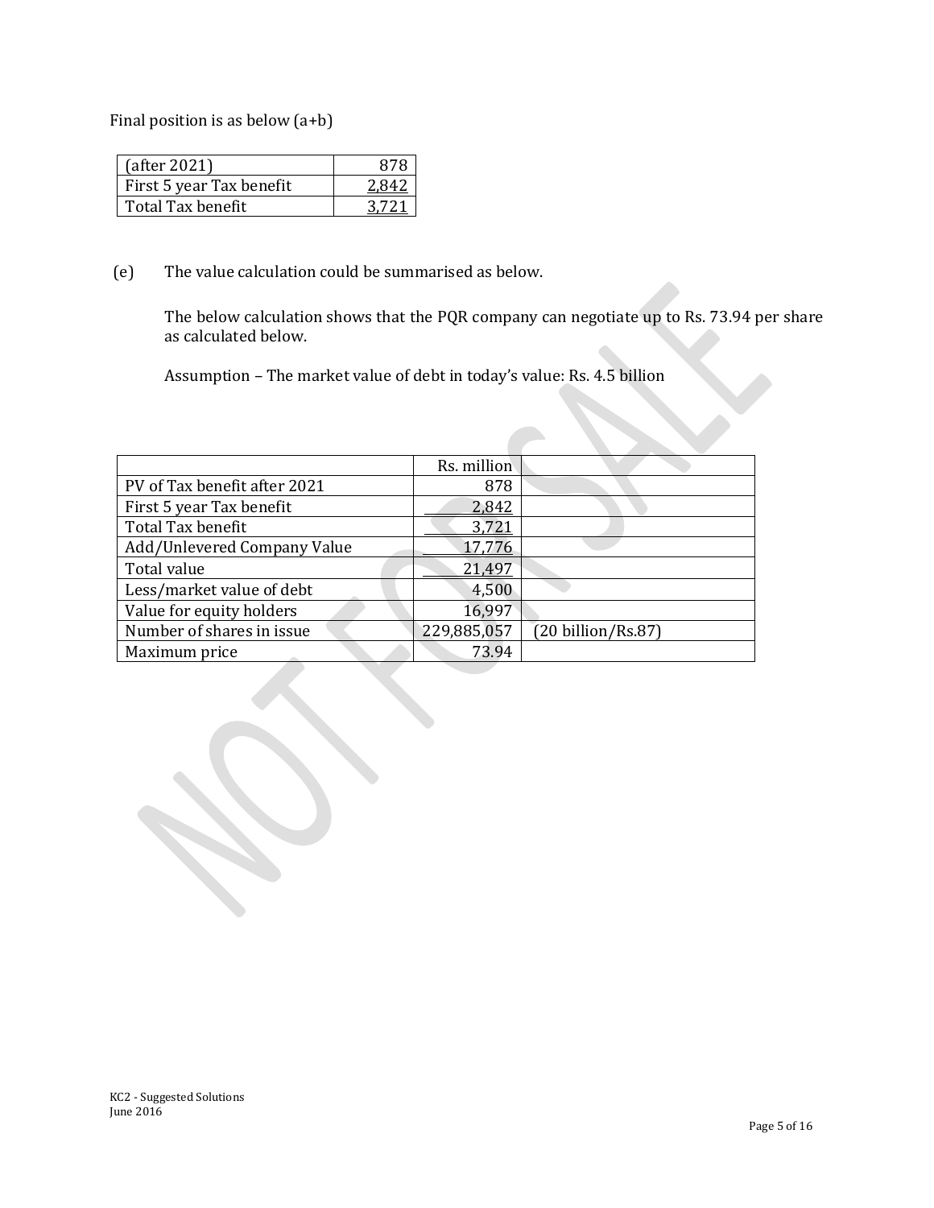Final position is as below (a+b)

| (after 2021) | 878 |
|---|---|
| First 5 year Tax benefit | 2,842 |
| Total Tax benefit | 3,721 |

(e) The value calculation could be summarised as below.

The below calculation shows that the PQR company can negotiate up to Rs. 73.94 per share as calculated below.

Assumption – The market value of debt in today's value: Rs. 4.5 billion

| | Rs. million | |
|---|---|---|
| PV of Tax benefit after 2021 | 878 | |
| First 5 year Tax benefit | 2,842 | |
| Total Tax benefit | 3,721 | |
| Add/Unlevered Company Value | 17,776 | |
| Total value | 21,497 | |
| Less/market value of debt | 4,500 | |
| Value for equity holders | 16,997 | |
| Number of shares in issue | 229,885,057 | (20 billion/Rs.87) |
| Maximum price | 73.94 | |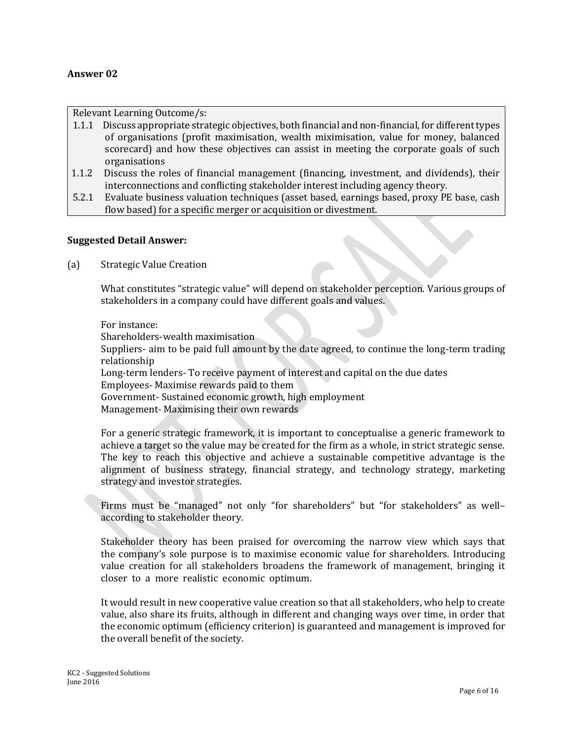## Answer 02

| Relevant Learning Outcome/s: |
|---|
| 1.1.1 Discuss appropriate strategic objectives, both financial and non-financial, for different types of organisations (profit maximisation, wealth miximisation, value for money, balanced scorecard) and how these objectives can assist in meeting the corporate goals of such organisations |
| 1.1.2 Discuss the roles of financial management (financing, investment, and dividends), their interconnections and conflicting stakeholder interest including agency theory. |
| 5.2.1 Evaluate business valuation techniques (asset based, earnings based, proxy PE base, cash flow based) for a specific merger or acquisition or divestment. |

**Suggested Detail Answer:**

(a) Strategic Value Creation

What constitutes "strategic value" will depend on stakeholder perception. Various groups of stakeholders in a company could have different goals and values.

For instance:
Shareholders- wealth maximisation
Suppliers- aim to be paid full amount by the date agreed, to continue the long-term trading relationship
Long-term lenders- To receive payment of interest and capital on the due dates
Employees- Maximise rewards paid to them
Government- Sustained economic growth, high employment
Management- Maximising their own rewards

For a generic strategic framework, it is important to conceptualise a generic framework to achieve a target so the value may be created for the firm as a whole, in strict strategic sense. The key to reach this objective and achieve a sustainable competitive advantage is the alignment of business strategy, financial strategy, and technology strategy, marketing strategy and investor strategies.

Firms must be "managed" not only "for shareholders" but "for stakeholders" as well– according to stakeholder theory.

Stakeholder theory has been praised for overcoming the narrow view which says that the company's sole purpose is to maximise economic value for shareholders. Introducing value creation for all stakeholders broadens the framework of management, bringing it closer to a more realistic economic optimum.

It would result in new cooperative value creation so that all stakeholders, who help to create value, also share its fruits, although in different and changing ways over time, in order that the economic optimum (efficiency criterion) is guaranteed and management is improved for the overall benefit of the society.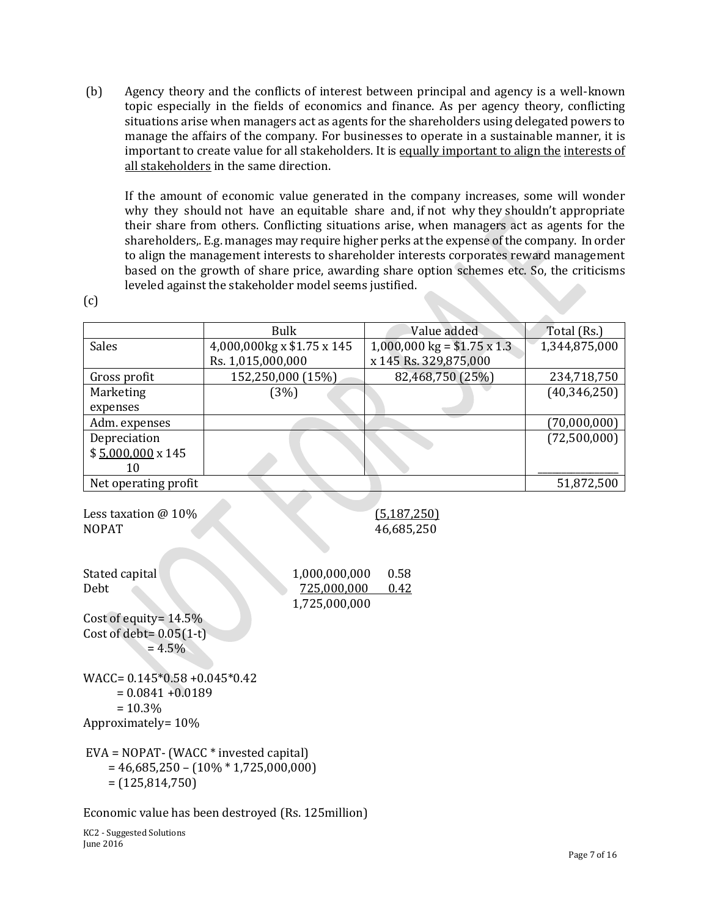(b) Agency theory and the conflicts of interest between principal and agency is a well-known topic especially in the fields of economics and finance. As per agency theory, conflicting situations arise when managers act as agents for the shareholders using delegated powers to manage the affairs of the company. For businesses to operate in a sustainable manner, it is important to create value for all stakeholders. It is <u>equally important to align the</u> <u>interests of all stakeholders</u> in the same direction.

If the amount of economic value generated in the company increases, some will wonder why they should not have an equitable share and, if not why they shouldn't appropriate their share from others. Conflicting situations arise, when managers act as agents for the shareholders,. E.g. manages may require higher perks at the expense of the company. In order to align the management interests to shareholder interests corporates reward management based on the growth of share price, awarding share option schemes etc. So, the criticisms leveled against the stakeholder model seems justified.

(c)

| | Bulk | Value added | Total (Rs.) |
|---|---|---|---|
| Sales | 4,000,000kg x $1.75 x 145 Rs. 1,015,000,000 | 1,000,000 kg = $1.75 x 1.3 x 145 Rs. 329,875,000 | 1,344,875,000 |
| Gross profit | 152,250,000 (15%) | 82,468,750 (25%) | 234,718,750 |
| Marketing expenses | (3%) | | (40,346,250) |
| Adm. expenses | | | (70,000,000) |
| Depreciation $ 5,000,000 x 145 / 10 | | | (72,500,000) |
| Net operating profit | | | 51,872,500 |

Less taxation @ 10% (5,187,250)

NOPAT 46,685,250

| | | |
|---|---|---|
| Stated capital | 1,000,000,000 | 0.58 |
| Debt | 725,000,000 | 0.42 |
| | 1,725,000,000 | |

Cost of equity= 14.5%

Cost of debt= 0.05(1-t)
= 4.5%

WACC= 0.145*0.58 +0.045*0.42
= 0.0841 +0.0189
= 10.3%

Approximately= 10%

EVA = NOPAT- (WACC * invested capital)
= 46,685,250 – (10% * 1,725,000,000)
= (125,814,750)

Economic value has been destroyed (Rs. 125million)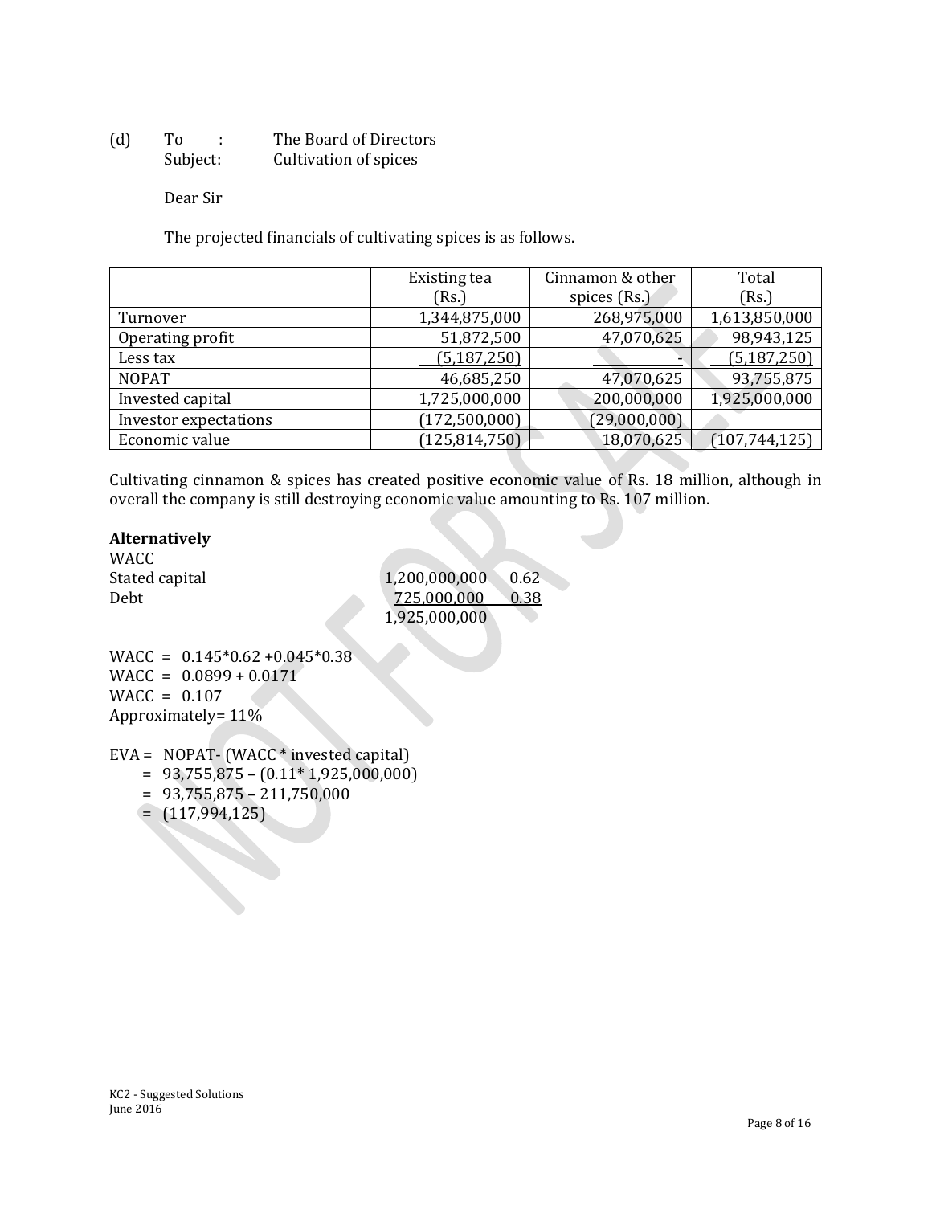(d) To : The Board of Directors
Subject: Cultivation of spices

Dear Sir

The projected financials of cultivating spices is as follows.

| | Existing tea (Rs.) | Cinnamon & other spices (Rs.) | Total (Rs.) |
|---|---|---|---|
| Turnover | 1,344,875,000 | 268,975,000 | 1,613,850,000 |
| Operating profit | 51,872,500 | 47,070,625 | 98,943,125 |
| Less tax | (5,187,250) | - | (5,187,250) |
| NOPAT | 46,685,250 | 47,070,625 | 93,755,875 |
| Invested capital | 1,725,000,000 | 200,000,000 | 1,925,000,000 |
| Investor expectations | (172,500,000) | (29,000,000) | |
| Economic value | (125,814,750) | 18,070,625 | (107,744,125) |

Cultivating cinnamon & spices has created positive economic value of Rs. 18 million, although in overall the company is still destroying economic value amounting to Rs. 107 million.

**Alternatively**

WACC

| | | |
|---|---|---|
| Stated capital | 1,200,000,000 | 0.62 |
| Debt | 725,000,000 | 0.38 |
| | 1,925,000,000 | |

WACC = 0.145*0.62 +0.045*0.38
WACC = 0.0899 + 0.0171
WACC = 0.107
Approximately= 11%

EVA = NOPAT- (WACC * invested capital)
= 93,755,875 – (0.11* 1,925,000,000)
= 93,755,875 – 211,750,000
= (117,994,125)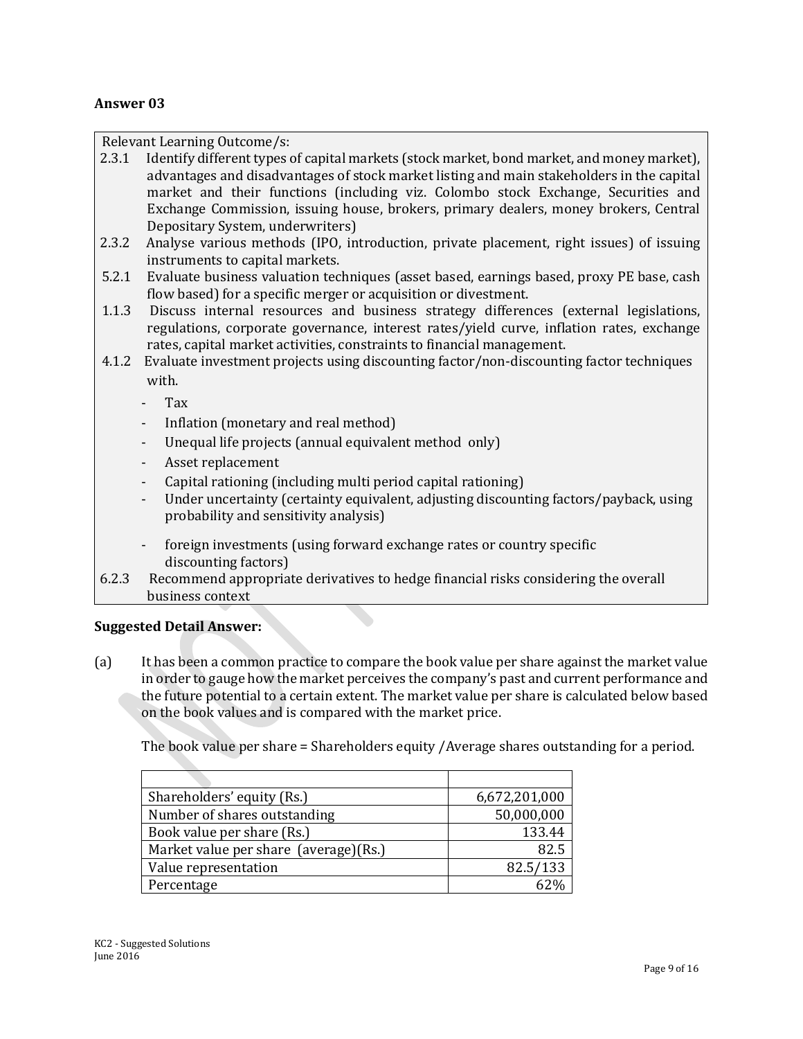## Answer 03

| Relevant Learning Outcome/s: |
|---|
| 2.3.1 Identify different types of capital markets (stock market, bond market, and money market), advantages and disadvantages of stock market listing and main stakeholders in the capital market and their functions (including viz. Colombo stock Exchange, Securities and Exchange Commission, issuing house, brokers, primary dealers, money brokers, Central Depositary System, underwriters) |
| 2.3.2 Analyse various methods (IPO, introduction, private placement, right issues) of issuing instruments to capital markets. |
| 5.2.1 Evaluate business valuation techniques (asset based, earnings based, proxy PE base, cash flow based) for a specific merger or acquisition or divestment. |
| 1.1.3 Discuss internal resources and business strategy differences (external legislations, regulations, corporate governance, interest rates/yield curve, inflation rates, exchange rates, capital market activities, constraints to financial management. |
| 4.1.2 Evaluate investment projects using discounting factor/non-discounting factor techniques with.<br>- Tax<br>- Inflation (monetary and real method)<br>- Unequal life projects (annual equivalent method only)<br>- Asset replacement<br>- Capital rationing (including multi period capital rationing)<br>- Under uncertainty (certainty equivalent, adjusting discounting factors/payback, using probability and sensitivity analysis)<br>- foreign investments (using forward exchange rates or country specific discounting factors) |
| 6.2.3 Recommend appropriate derivatives to hedge financial risks considering the overall business context |

**Suggested Detail Answer:**

(a) It has been a common practice to compare the book value per share against the market value in order to gauge how the market perceives the company's past and current performance and the future potential to a certain extent. The market value per share is calculated below based on the book values and is compared with the market price.

The book value per share = Shareholders equity /Average shares outstanding for a period.

| | |
|---|---:|
| Shareholders' equity (Rs.) | 6,672,201,000 |
| Number of shares outstanding | 50,000,000 |
| Book value per share (Rs.) | 133.44 |
| Market value per share (average)(Rs.) | 82.5 |
| Value representation | 82.5/133 |
| Percentage | 62% |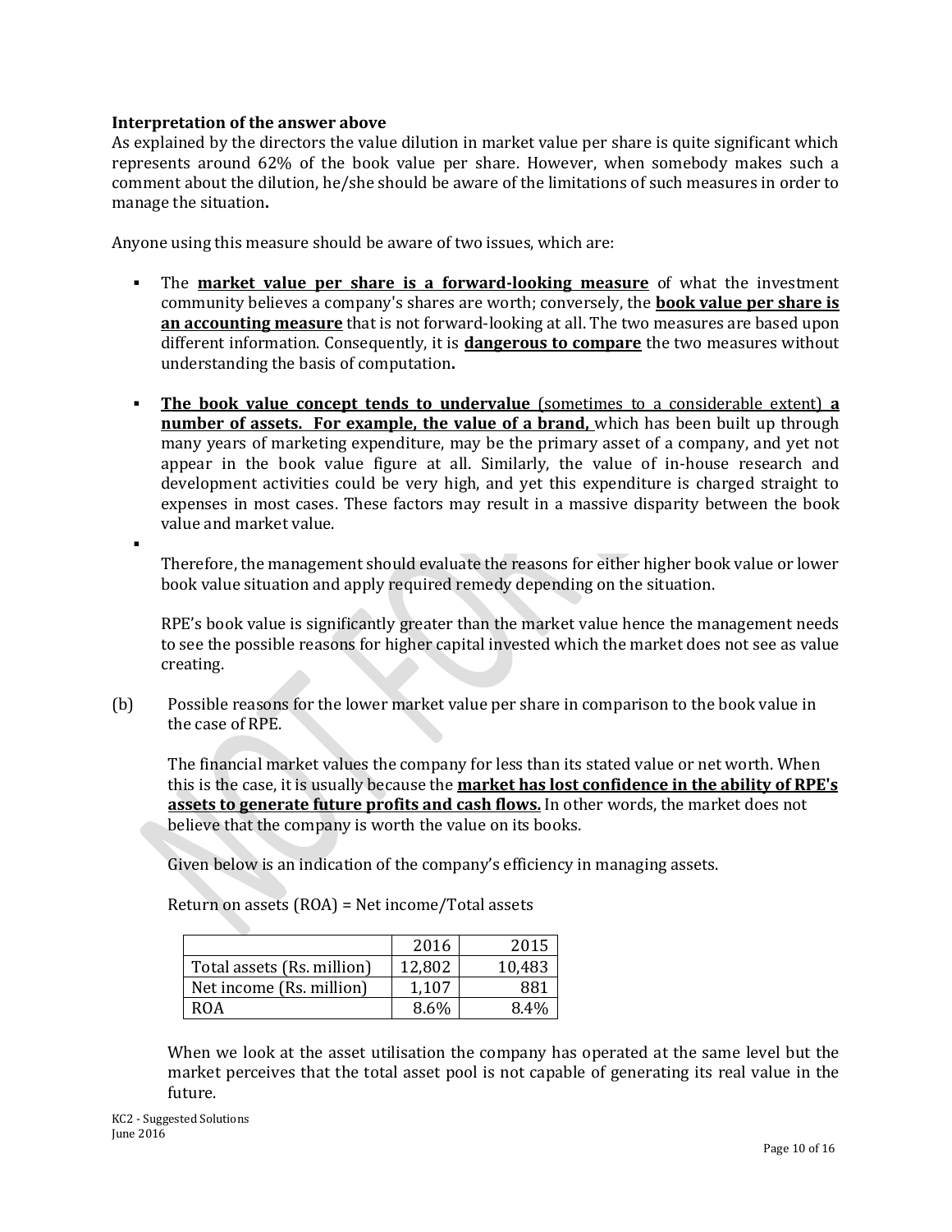**Interpretation of the answer above**

As explained by the directors the value dilution in market value per share is quite significant which represents around 62% of the book value per share. However, when somebody makes such a comment about the dilution, he/she should be aware of the limitations of such measures in order to manage the situation**.**

Anyone using this measure should be aware of two issues, which are:

- The **market value per share is a forward-looking measure** of what the investment community believes a company's shares are worth; conversely, the **book value per share is an accounting measure** that is not forward-looking at all. The two measures are based upon different information. Consequently, it is **dangerous to compare** the two measures without understanding the basis of computation**.**

- **The book value concept tends to undervalue** (sometimes to a considerable extent) **a number of assets. For example, the value of a brand,** which has been built up through many years of marketing expenditure, may be the primary asset of a company, and yet not appear in the book value figure at all. Similarly, the value of in-house research and development activities could be very high, and yet this expenditure is charged straight to expenses in most cases. These factors may result in a massive disparity between the book value and market value.

- 

  Therefore, the management should evaluate the reasons for either higher book value or lower book value situation and apply required remedy depending on the situation.

  RPE's book value is significantly greater than the market value hence the management needs to see the possible reasons for higher capital invested which the market does not see as value creating.

(b) Possible reasons for the lower market value per share in comparison to the book value in the case of RPE.

The financial market values the company for less than its stated value or net worth. When this is the case, it is usually because the **market has lost confidence in the ability of RPE's assets to generate future profits and cash flows.** In other words, the market does not believe that the company is worth the value on its books.

Given below is an indication of the company's efficiency in managing assets.

Return on assets (ROA) = Net income/Total assets

| | 2016 | 2015 |
|---|---|---|
| Total assets (Rs. million) | 12,802 | 10,483 |
| Net income (Rs. million) | 1,107 | 881 |
| ROA | 8.6% | 8.4% |

When we look at the asset utilisation the company has operated at the same level but the market perceives that the total asset pool is not capable of generating its real value in the future.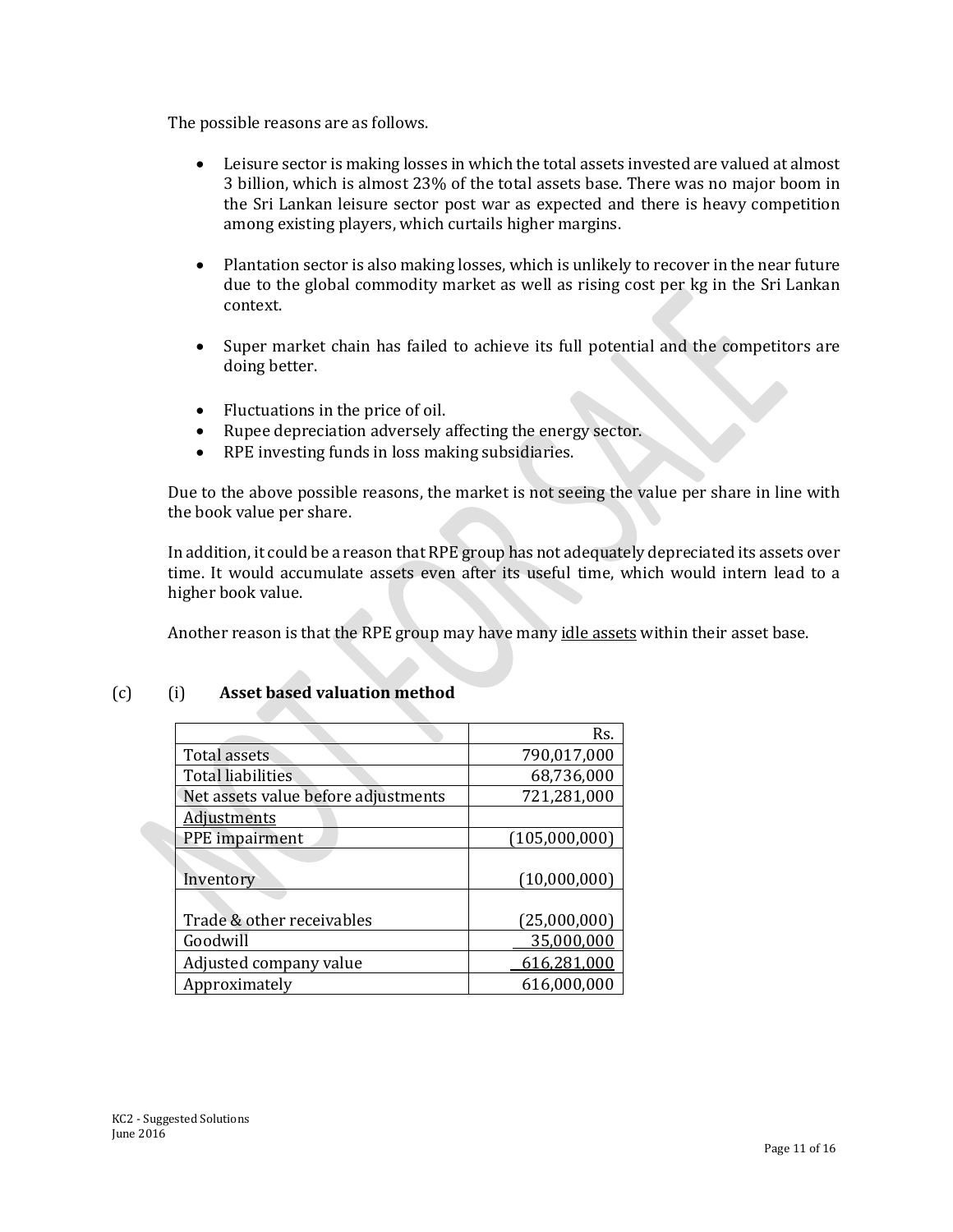The possible reasons are as follows.

- Leisure sector is making losses in which the total assets invested are valued at almost 3 billion, which is almost 23% of the total assets base. There was no major boom in the Sri Lankan leisure sector post war as expected and there is heavy competition among existing players, which curtails higher margins.

- Plantation sector is also making losses, which is unlikely to recover in the near future due to the global commodity market as well as rising cost per kg in the Sri Lankan context.

- Super market chain has failed to achieve its full potential and the competitors are doing better.

- Fluctuations in the price of oil.
- Rupee depreciation adversely affecting the energy sector.
- RPE investing funds in loss making subsidiaries.

Due to the above possible reasons, the market is not seeing the value per share in line with the book value per share.

In addition, it could be a reason that RPE group has not adequately depreciated its assets over time. It would accumulate assets even after its useful time, which would intern lead to a higher book value.

Another reason is that the RPE group may have many idle assets within their asset base.

(c) (i) **Asset based valuation method**

| | Rs. |
|---|---:|
| Total assets | 790,017,000 |
| Total liabilities | 68,736,000 |
| Net assets value before adjustments | 721,281,000 |
| Adjustments | |
| PPE impairment | (105,000,000) |
| Inventory | (10,000,000) |
| Trade & other receivables | (25,000,000) |
| Goodwill | 35,000,000 |
| Adjusted company value | 616,281,000 |
| Approximately | 616,000,000 |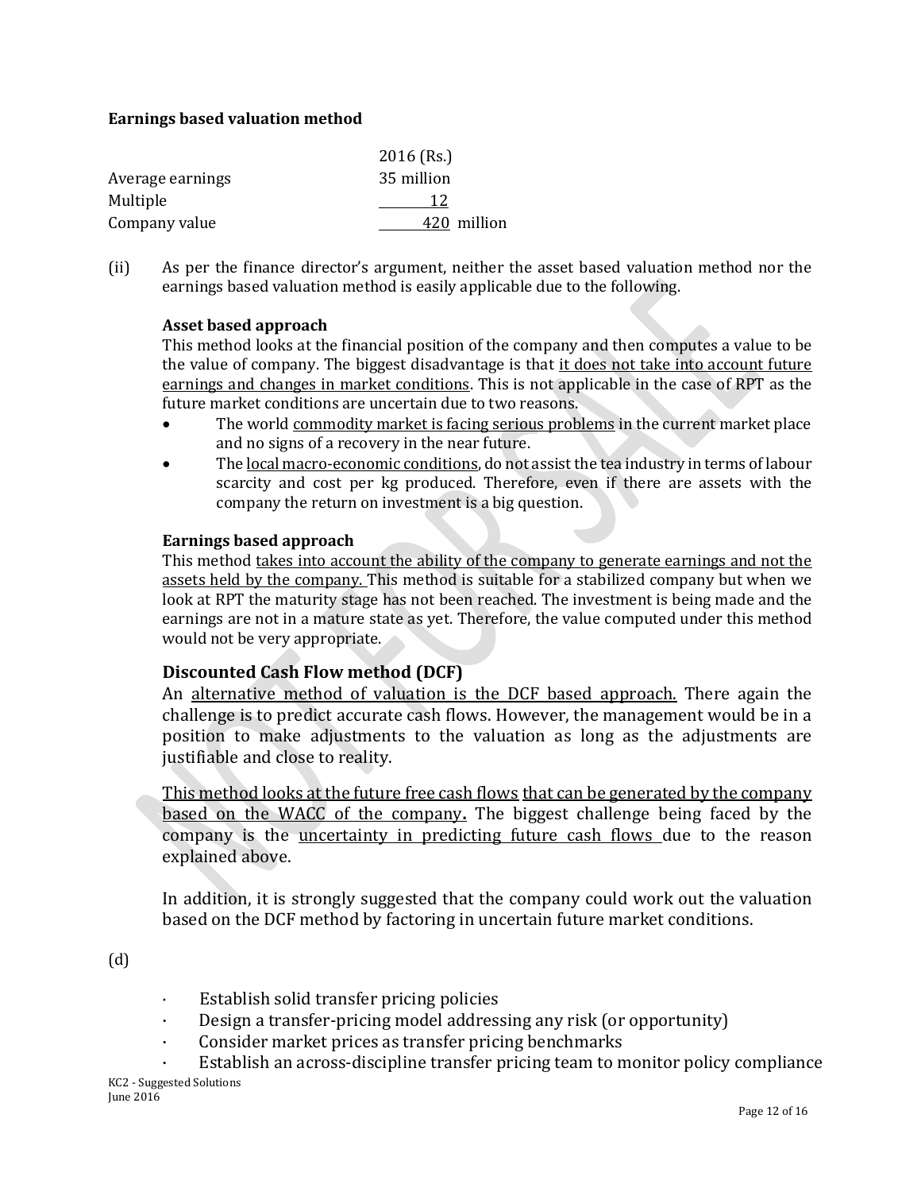**Earnings based valuation method**

| | 2016 (Rs.) |
|---|---|
| Average earnings | 35 million |
| Multiple | 12 |
| Company value | 420 million |

(ii) As per the finance director's argument, neither the asset based valuation method nor the earnings based valuation method is easily applicable due to the following.

**Asset based approach**

This method looks at the financial position of the company and then computes a value to be the value of company. The biggest disadvantage is that it does not take into account future earnings and changes in market conditions. This is not applicable in the case of RPT as the future market conditions are uncertain due to two reasons.

- The world commodity market is facing serious problems in the current market place and no signs of a recovery in the near future.
- The local macro-economic conditions, do not assist the tea industry in terms of labour scarcity and cost per kg produced. Therefore, even if there are assets with the company the return on investment is a big question.

**Earnings based approach**

This method takes into account the ability of the company to generate earnings and not the assets held by the company. This method is suitable for a stabilized company but when we look at RPT the maturity stage has not been reached. The investment is being made and the earnings are not in a mature state as yet. Therefore, the value computed under this method would not be very appropriate.

**Discounted Cash Flow method (DCF)**

An alternative method of valuation is the DCF based approach. There again the challenge is to predict accurate cash flows. However, the management would be in a position to make adjustments to the valuation as long as the adjustments are justifiable and close to reality.

This method looks at the future free cash flows that can be generated by the company based on the WACC of the company**.** The biggest challenge being faced by the company is the uncertainty in predicting future cash flows due to the reason explained above.

In addition, it is strongly suggested that the company could work out the valuation based on the DCF method by factoring in uncertain future market conditions.

(d)

- Establish solid transfer pricing policies
- Design a transfer-pricing model addressing any risk (or opportunity)
- Consider market prices as transfer pricing benchmarks
- Establish an across-discipline transfer pricing team to monitor policy compliance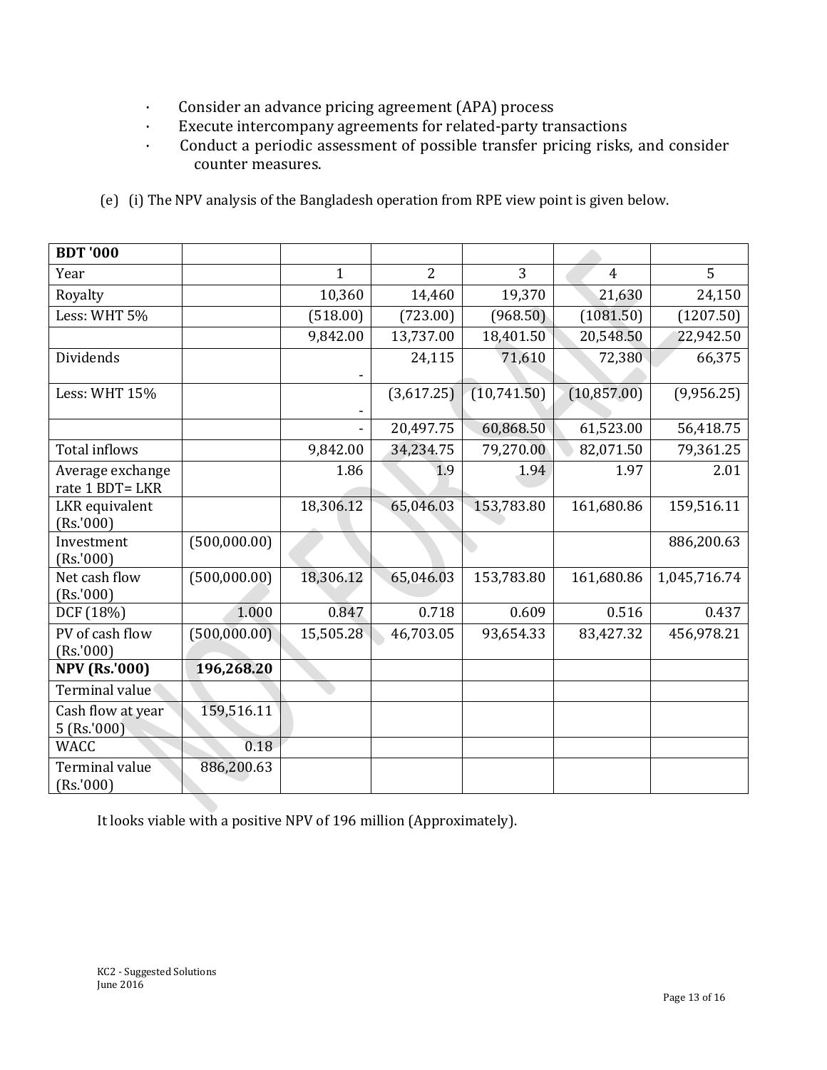- Consider an advance pricing agreement (APA) process
- Execute intercompany agreements for related-party transactions
- Conduct a periodic assessment of possible transfer pricing risks, and consider counter measures.

(e) (i) The NPV analysis of the Bangladesh operation from RPE view point is given below.

| **BDT '000** | | | | | | |
|---|---|---|---|---|---|---|
| Year | | 1 | 2 | 3 | 4 | 5 |
| Royalty | | 10,360 | 14,460 | 19,370 | 21,630 | 24,150 |
| Less: WHT 5% | | (518.00) | (723.00) | (968.50) | (1081.50) | (1207.50) |
| | | 9,842.00 | 13,737.00 | 18,401.50 | 20,548.50 | 22,942.50 |
| Dividends | | - | 24,115 | 71,610 | 72,380 | 66,375 |
| Less: WHT 15% | | - | (3,617.25) | (10,741.50) | (10,857.00) | (9,956.25) |
| | | - | 20,497.75 | 60,868.50 | 61,523.00 | 56,418.75 |
| Total inflows | | 9,842.00 | 34,234.75 | 79,270.00 | 82,071.50 | 79,361.25 |
| Average exchange rate 1 BDT= LKR | | 1.86 | 1.9 | 1.94 | 1.97 | 2.01 |
| LKR equivalent (Rs.'000) | | 18,306.12 | 65,046.03 | 153,783.80 | 161,680.86 | 159,516.11 |
| Investment (Rs.'000) | (500,000.00) | | | | | 886,200.63 |
| Net cash flow (Rs.'000) | (500,000.00) | 18,306.12 | 65,046.03 | 153,783.80 | 161,680.86 | 1,045,716.74 |
| DCF (18%) | 1.000 | 0.847 | 0.718 | 0.609 | 0.516 | 0.437 |
| PV of cash flow (Rs.'000) | (500,000.00) | 15,505.28 | 46,703.05 | 93,654.33 | 83,427.32 | 456,978.21 |
| **NPV (Rs.'000)** | **196,268.20** | | | | | |
| Terminal value | | | | | | |
| Cash flow at year 5 (Rs.'000) | 159,516.11 | | | | | |
| WACC | 0.18 | | | | | |
| Terminal value (Rs.'000) | 886,200.63 | | | | | |

It looks viable with a positive NPV of 196 million (Approximately).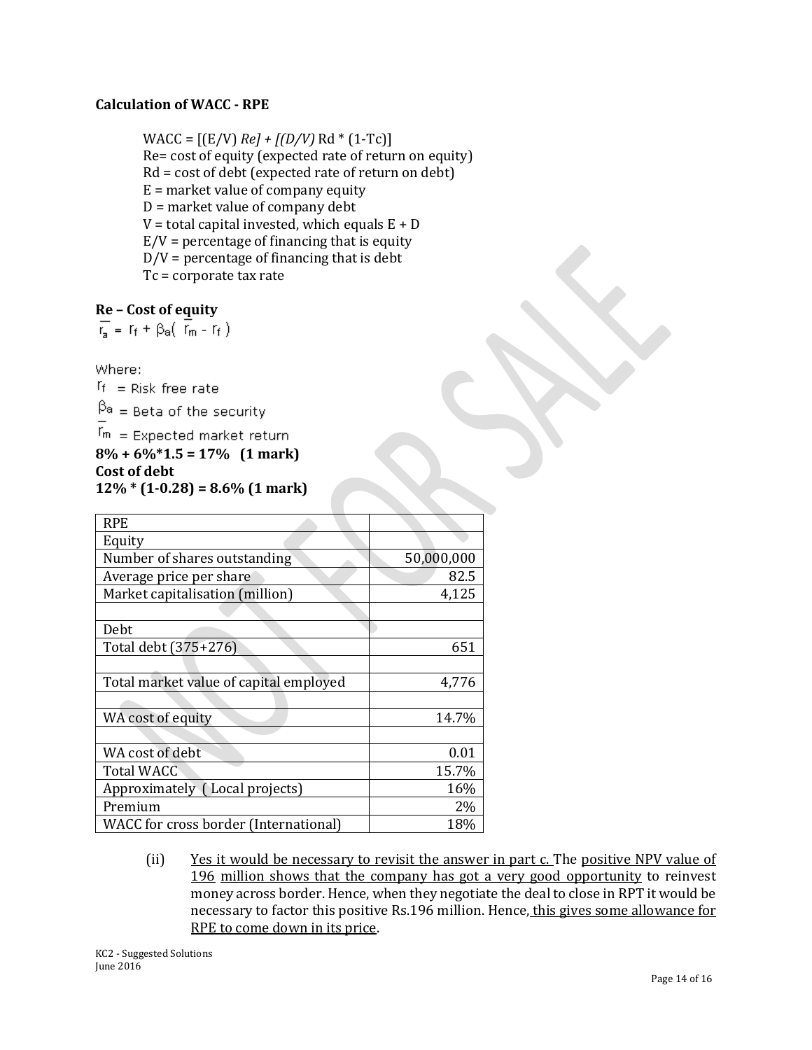**Calculation of WACC - RPE**

WACC = [(E/V) *Re] + [(D/V)* Rd * (1-Tc)]
Re= cost of equity (expected rate of return on equity)
Rd = cost of debt (expected rate of return on debt)
E = market value of company equity
D = market value of company debt
V = total capital invested, which equals E + D
E/V = percentage of financing that is equity
D/V = percentage of financing that is debt
Tc = corporate tax rate

**Re – Cost of equity**

$$\overline{r_a} = r_f + \beta_a(\overline{r_m} - r_f)$$

Where:
$r_f$ = Risk free rate
$\beta_a$ = Beta of the security
$\overline{r_m}$ = Expected market return

**8% + 6%*1.5 = 17% (1 mark)**
**Cost of debt**
**12% * (1-0.28) = 8.6% (1 mark)**

| RPE | |
|---|---|
| Equity | |
| Number of shares outstanding | 50,000,000 |
| Average price per share | 82.5 |
| Market capitalisation (million) | 4,125 |
| | |
| Debt | |
| Total debt (375+276) | 651 |
| | |
| Total market value of capital employed | 4,776 |
| | |
| WA cost of equity | 14.7% |
| | |
| WA cost of debt | 0.01 |
| Total WACC | 15.7% |
| Approximately ( Local projects) | 16% |
| Premium | 2% |
| WACC for cross border (International) | 18% |

(ii) Yes it would be necessary to revisit the answer in part c. The positive NPV value of 196 million shows that the company has got a very good opportunity to reinvest money across border. Hence, when they negotiate the deal to close in RPT it would be necessary to factor this positive Rs.196 million. Hence, this gives some allowance for RPE to come down in its price.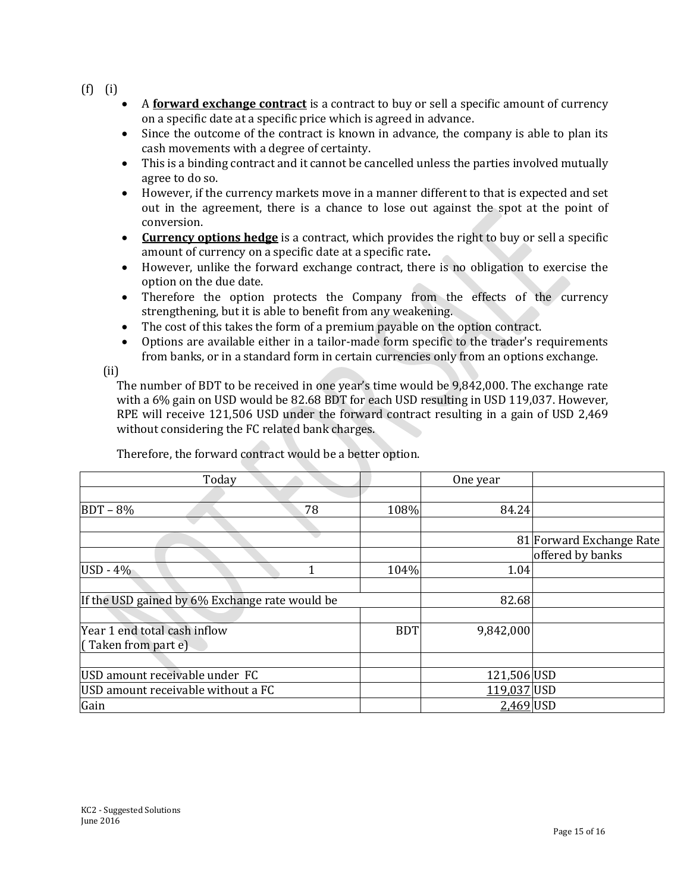(f) (i)

- A **forward exchange contract** is a contract to buy or sell a specific amount of currency on a specific date at a specific price which is agreed in advance.
- Since the outcome of the contract is known in advance, the company is able to plan its cash movements with a degree of certainty.
- This is a binding contract and it cannot be cancelled unless the parties involved mutually agree to do so.
- However, if the currency markets move in a manner different to that is expected and set out in the agreement, there is a chance to lose out against the spot at the point of conversion.
- **Currency options hedge** is a contract, which provides the right to buy or sell a specific amount of currency on a specific date at a specific rate**.**
- However, unlike the forward exchange contract, there is no obligation to exercise the option on the due date.
- Therefore the option protects the Company from the effects of the currency strengthening, but it is able to benefit from any weakening.
- The cost of this takes the form of a premium payable on the option contract.
- Options are available either in a tailor-made form specific to the trader's requirements from banks, or in a standard form in certain currencies only from an options exchange.

(ii)

The number of BDT to be received in one year's time would be 9,842,000. The exchange rate with a 6% gain on USD would be 82.68 BDT for each USD resulting in USD 119,037. However, RPE will receive 121,506 USD under the forward contract resulting in a gain of USD 2,469 without considering the FC related bank charges.

Therefore, the forward contract would be a better option.

| Today | | | One year | |
|---|---|---|---|---|
| | | | | |
| BDT – 8% | 78 | 108% | 84.24 | |
| | | | | |
| | | | 81 | Forward Exchange Rate offered by banks |
| USD - 4% | 1 | 104% | 1.04 | |
| | | | | |
| If the USD gained by 6% Exchange rate would be | | | 82.68 | |
| | | | | |
| Year 1 end total cash inflow ( Taken from part e) | | BDT | 9,842,000 | |
| | | | | |
| USD amount receivable under FC | | | 121,506 | USD |
| USD amount receivable without a FC | | | 119,037 | USD |
| Gain | | | 2,469 | USD |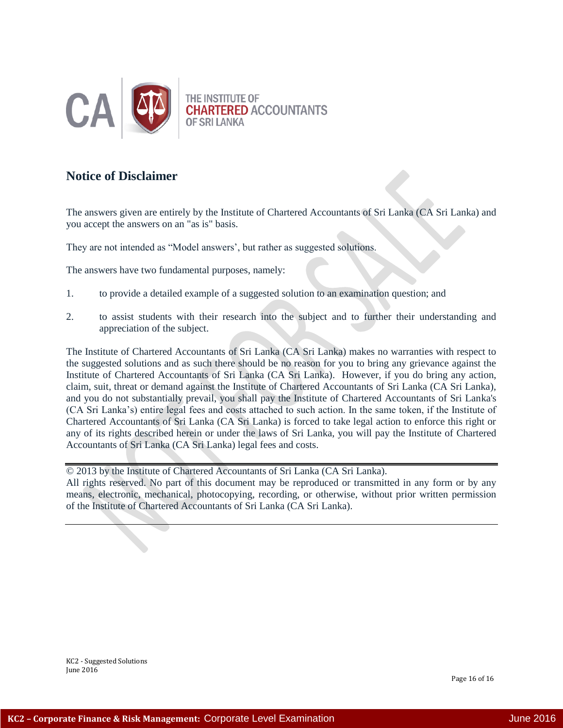THE INSTITUTE OF CHARTERED ACCOUNTANTS OF SRI LANKA

## Notice of Disclaimer

The answers given are entirely by the Institute of Chartered Accountants of Sri Lanka (CA Sri Lanka) and you accept the answers on an "as is" basis.

They are not intended as "Model answers', but rather as suggested solutions.

The answers have two fundamental purposes, namely:

1. to provide a detailed example of a suggested solution to an examination question; and
2. to assist students with their research into the subject and to further their understanding and appreciation of the subject.

The Institute of Chartered Accountants of Sri Lanka (CA Sri Lanka) makes no warranties with respect to the suggested solutions and as such there should be no reason for you to bring any grievance against the Institute of Chartered Accountants of Sri Lanka (CA Sri Lanka). However, if you do bring any action, claim, suit, threat or demand against the Institute of Chartered Accountants of Sri Lanka (CA Sri Lanka), and you do not substantially prevail, you shall pay the Institute of Chartered Accountants of Sri Lanka's (CA Sri Lanka's) entire legal fees and costs attached to such action. In the same token, if the Institute of Chartered Accountants of Sri Lanka (CA Sri Lanka) is forced to take legal action to enforce this right or any of its rights described herein or under the laws of Sri Lanka, you will pay the Institute of Chartered Accountants of Sri Lanka (CA Sri Lanka) legal fees and costs.

---

© 2013 by the Institute of Chartered Accountants of Sri Lanka (CA Sri Lanka).
All rights reserved. No part of this document may be reproduced or transmitted in any form or by any means, electronic, mechanical, photocopying, recording, or otherwise, without prior written permission of the Institute of Chartered Accountants of Sri Lanka (CA Sri Lanka).

---